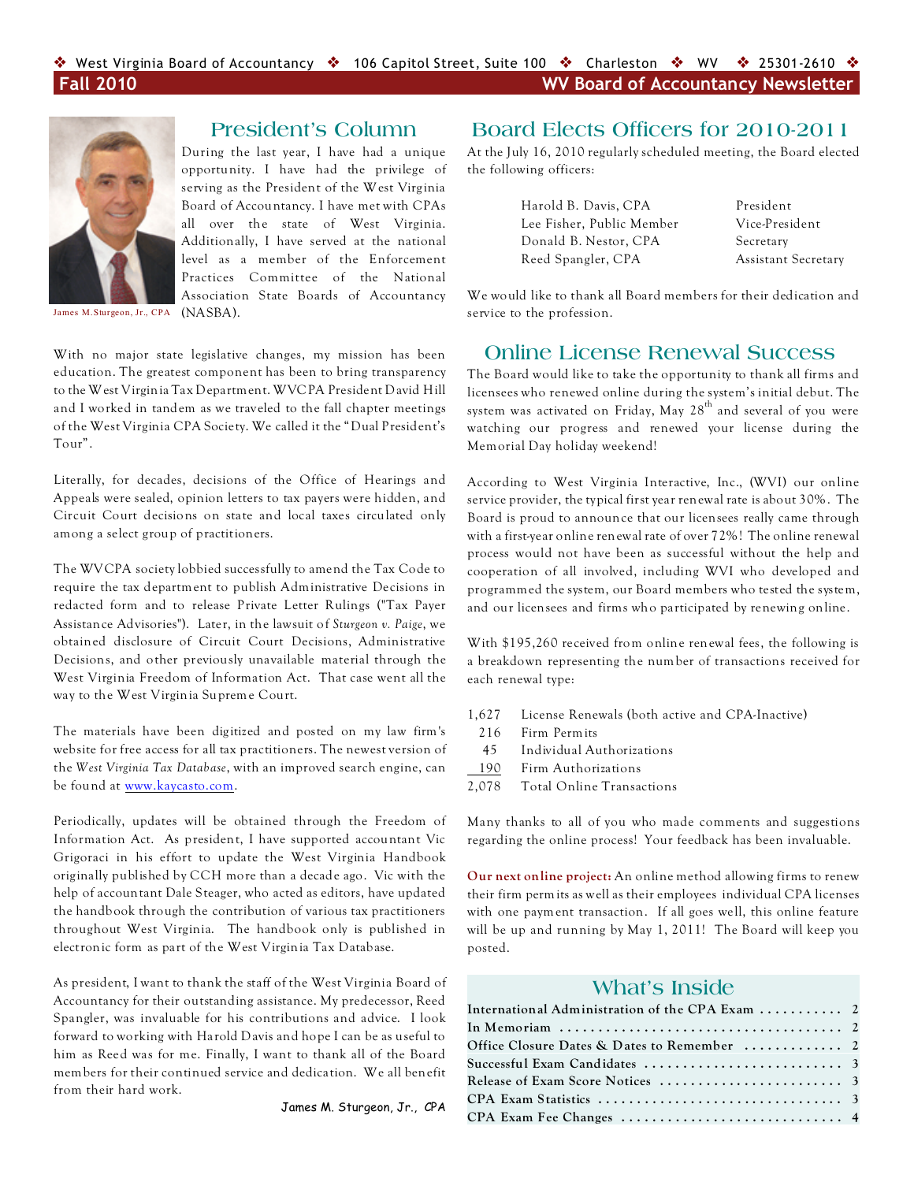❖ West Virginia Board of Accountancy ❖ 106 Capitol Street, Suite 100 ❖ Charleston ❖ WV ❖ 25301-2610 ❖

**Fall 2010** — **WV Board of Accountancy Newsletter**

## President's Column

James M. Sturgeon, Jr., CPA

During the last year, I have had a unique opportunity. I have had the privilege of serving as the President of the West Virginia Board of Accountancy. I have met with CPAs all over the state of West Virginia. Additionally, I have served at the national level as a member of the Enforcement Practices Committee of the National Association State Boards of Accountancy (NASBA).

With no major state legislative changes, my mission has been education. The greatest component has been to bring transparency to the West Virginia Tax Department. WVCPA President David Hill and I worked in tandem as we traveled to the fall chapter meetings of the West Virginia CPA Society. We called it the "Dual President's Tour".

Literally, for decades, decisions of the Office of Hearings and Appeals were sealed, opinion letters to tax payers were hidden, and Circuit Court decisions on state and local taxes circulated only among a select group of practitioners.

The WVCPA society lobbied successfully to amend the Tax Code to require the tax department to publish Administrative Decisions in redacted form and to release Private Letter Rulings ("Tax Payer Assistance Advisories"). Later, in the lawsuit of *Sturgeon v. Paige*, we obtained disclosure of Circuit Court Decisions, Administrative Decisions, and other previously unavailable material through the West Virginia Freedom of Information Act. That case went all the way to the West Virginia Supreme Court.

The materials have been digitized and posted on my law firm's website for free access for all tax practitioners. The newest version of the *West Virginia Tax Database*, with an improved search engine, can be found at www.kaycasto.com.

Periodically, updates will be obtained through the Freedom of Information Act. As president, I have supported accountant Vic Grigoraci in his effort to update the West Virginia Handbook originally published by CCH more than a decade ago. Vic with the help of accountant Dale Steager, who acted as editors, have updated the handbook through the contribution of various tax practitioners throughout West Virginia. The handbook only is published in electronic form as part of the West Virginia Tax Database.

As president, I want to thank the staff of the West Virginia Board of Accountancy for their outstanding assistance. My predecessor, Reed Spangler, was invaluable for his contributions and advice. I look forward to working with Harold Davis and hope I can be as useful to him as Reed was for me. Finally, I want to thank all of the Board members for their continued service and dedication. We all benefit from their hard work.

James M. Sturgeon, Jr., CPA

## Board Elects Officers for 2010-2011

At the July 16, 2010 regularly scheduled meeting, the Board elected the following officers:

| | |
|---|---|
| Harold B. Davis, CPA | President |
| Lee Fisher, Public Member | Vice-President |
| Donald B. Nestor, CPA | Secretary |
| Reed Spangler, CPA | Assistant Secretary |

We would like to thank all Board members for their dedication and service to the profession.

## Online License Renewal Success

The Board would like to take the opportunity to thank all firms and licensees who renewed online during the system's initial debut. The system was activated on Friday, May 28th and several of you were watching our progress and renewed your license during the Memorial Day holiday weekend!

According to West Virginia Interactive, Inc., (WVI) our online service provider, the typical first year renewal rate is about 30%. The Board is proud to announce that our licensees really came through with a first-year online renewal rate of over 72%! The online renewal process would not have been as successful without the help and cooperation of all involved, including WVI who developed and programmed the system, our Board members who tested the system, and our licensees and firms who participated by renewing online.

With $195,260 received from online renewal fees, the following is a breakdown representing the number of transactions received for each renewal type:

| | |
|---|---|
| 1,627 | License Renewals (both active and CPA-Inactive) |
| 216 | Firm Permits |
| 45 | Individual Authorizations |
| 190 | Firm Authorizations |
| 2,078 | Total Online Transactions |

Many thanks to all of you who made comments and suggestions regarding the online process! Your feedback has been invaluable.

**Our next online project:** An online method allowing firms to renew their firm permits as well as their employees individual CPA licenses with one payment transaction. If all goes well, this online feature will be up and running by May 1, 2011! The Board will keep you posted.

## What's Inside

| | |
|---|---|
| International Administration of the CPA Exam | 2 |
| In Memoriam | 2 |
| Office Closure Dates & Dates to Remember | 2 |
| Successful Exam Candidates | 3 |
| Release of Exam Score Notices | 3 |
| CPA Exam Statistics | 3 |
| CPA Exam Fee Changes | 4 |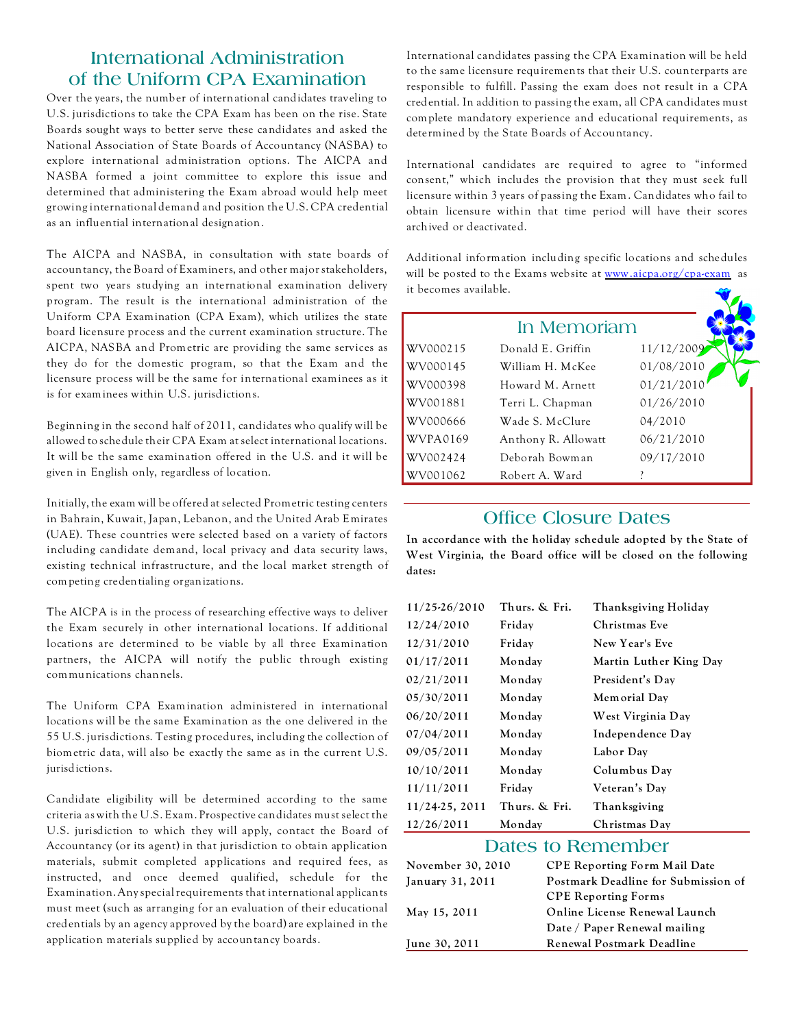## International Administration of the Uniform CPA Examination

Over the years, the number of international candidates traveling to U.S. jurisdictions to take the CPA Exam has been on the rise. State Boards sought ways to better serve these candidates and asked the National Association of State Boards of Accountancy (NASBA) to explore international administration options. The AICPA and NASBA formed a joint committee to explore this issue and determined that administering the Exam abroad would help meet growing international demand and position the U.S. CPA credential as an influential international designation.

The AICPA and NASBA, in consultation with state boards of accountancy, the Board of Examiners, and other major stakeholders, spent two years studying an international examination delivery program. The result is the international administration of the Uniform CPA Examination (CPA Exam), which utilizes the state board licensure process and the current examination structure. The AICPA, NASBA and Prometric are providing the same services as they do for the domestic program, so that the Exam and the licensure process will be the same for international examinees as it is for examinees within U.S. jurisdictions.

Beginning in the second half of 2011, candidates who qualify will be allowed to schedule their CPA Exam at select international locations. It will be the same examination offered in the U.S. and it will be given in English only, regardless of location.

Initially, the exam will be offered at selected Prometric testing centers in Bahrain, Kuwait, Japan, Lebanon, and the United Arab Emirates (UAE). These countries were selected based on a variety of factors including candidate demand, local privacy and data security laws, existing technical infrastructure, and the local market strength of competing credentialing organizations.

The AICPA is in the process of researching effective ways to deliver the Exam securely in other international locations. If additional locations are determined to be viable by all three Examination partners, the AICPA will notify the public through existing communications channels.

The Uniform CPA Examination administered in international locations will be the same Examination as the one delivered in the 55 U.S. jurisdictions. Testing procedures, including the collection of biometric data, will also be exactly the same as in the current U.S. jurisdictions.

Candidate eligibility will be determined according to the same criteria as with the U.S. Exam. Prospective candidates must select the U.S. jurisdiction to which they will apply, contact the Board of Accountancy (or its agent) in that jurisdiction to obtain application materials, submit completed applications and required fees, as instructed, and once deemed qualified, schedule for the Examination. Any special requirements that international applicants must meet (such as arranging for an evaluation of their educational credentials by an agency approved by the board) are explained in the application materials supplied by accountancy boards.

International candidates passing the CPA Examination will be held to the same licensure requirements that their U.S. counterparts are responsible to fulfill. Passing the exam does not result in a CPA credential. In addition to passing the exam, all CPA candidates must complete mandatory experience and educational requirements, as determined by the State Boards of Accountancy.

International candidates are required to agree to "informed consent," which includes the provision that they must seek full licensure within 3 years of passing the Exam. Candidates who fail to obtain licensure within that time period will have their scores archived or deactivated.

Additional information including specific locations and schedules will be posted to the Exams website at www.aicpa.org/cpa-exam as it becomes available.

## In Memoriam

| | | |
|---|---|---|
| WV000215 | Donald E. Griffin | 11/12/2009 |
| WV000145 | William H. McKee | 01/08/2010 |
| WV000398 | Howard M. Arnett | 01/21/2010 |
| WV001881 | Terri L. Chapman | 01/26/2010 |
| WV000666 | Wade S. McClure | 04/2010 |
| WVPA0169 | Anthony R. Allowatt | 06/21/2010 |
| WV002424 | Deborah Bowman | 09/17/2010 |
| WV001062 | Robert A. Ward | ? |

## Office Closure Dates

**In accordance with the holiday schedule adopted by the State of West Virginia, the Board office will be closed on the following dates:**

| | | |
|---|---|---|
| 11/25-26/2010 | Thurs. & Fri. | Thanksgiving Holiday |
| 12/24/2010 | Friday | Christmas Eve |
| 12/31/2010 | Friday | New Year's Eve |
| 01/17/2011 | Monday | Martin Luther King Day |
| 02/21/2011 | Monday | President's Day |
| 05/30/2011 | Monday | Memorial Day |
| 06/20/2011 | Monday | West Virginia Day |
| 07/04/2011 | Monday | Independence Day |
| 09/05/2011 | Monday | Labor Day |
| 10/10/2011 | Monday | Columbus Day |
| 11/11/2011 | Friday | Veteran's Day |
| 11/24-25, 2011 | Thurs. & Fri. | Thanksgiving |
| 12/26/2011 | Monday | Christmas Day |

## Dates to Remember

| | |
|---|---|
| November 30, 2010 | CPE Reporting Form Mail Date |
| January 31, 2011 | Postmark Deadline for Submission of CPE Reporting Forms |
| May 15, 2011 | Online License Renewal Launch Date / Paper Renewal mailing |
| June 30, 2011 | Renewal Postmark Deadline |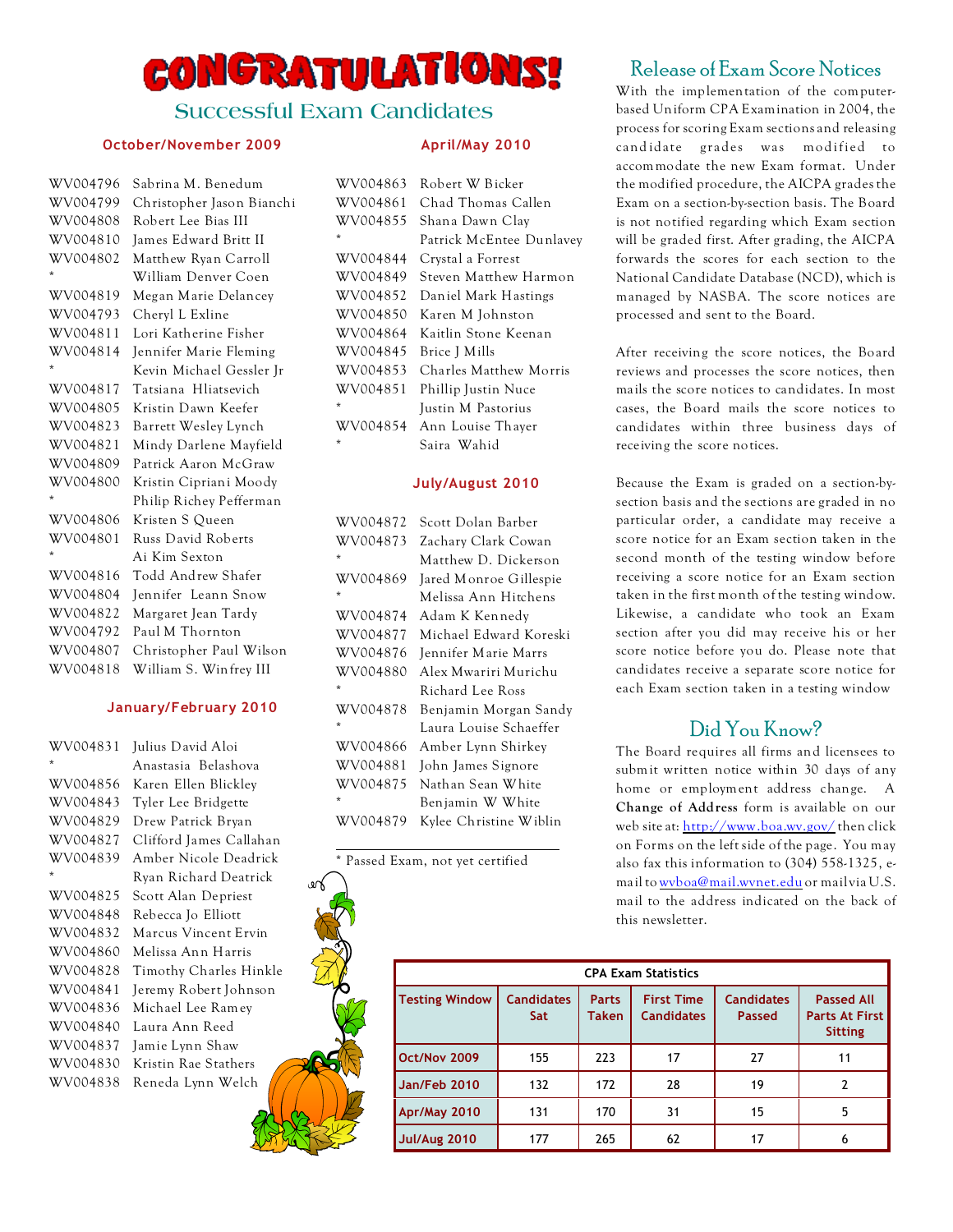# CONGRATULATIONS!

## Successful Exam Candidates

### October/November 2009

WV004796 Sabrina M. Benedum
WV004799 Christopher Jason Bianchi
WV004808 Robert Lee Bias III
WV004810 James Edward Britt II
WV004802 Matthew Ryan Carroll
* William Denver Coen
WV004819 Megan Marie Delancey
WV004793 Cheryl L Exline
WV004811 Lori Katherine Fisher
WV004814 Jennifer Marie Fleming
* Kevin Michael Gessler Jr
WV004817 Tatsiana Hliatsevich
WV004805 Kristin Dawn Keefer
WV004823 Barrett Wesley Lynch
WV004821 Mindy Darlene Mayfield
WV004809 Patrick Aaron McGraw
WV004800 Kristin Cipriani Moody
* Philip Richey Pefferman
WV004806 Kristen S Queen
WV004801 Russ David Roberts
* Ai Kim Sexton
WV004816 Todd Andrew Shafer
WV004804 Jennifer Leann Snow
WV004822 Margaret Jean Tardy
WV004792 Paul M Thornton
WV004807 Christopher Paul Wilson
WV004818 William S. Winfrey III

### January/February 2010

WV004831 Julius David Aloi
* Anastasia Belashova
WV004856 Karen Ellen Blickley
WV004843 Tyler Lee Bridgette
WV004829 Drew Patrick Bryan
WV004827 Clifford James Callahan
WV004839 Amber Nicole Deadrick
* Ryan Richard Deatrick
WV004825 Scott Alan Depriest
WV004848 Rebecca Jo Elliott
WV004832 Marcus Vincent Ervin
WV004860 Melissa Ann Harris
WV004828 Timothy Charles Hinkle
WV004841 Jeremy Robert Johnson
WV004836 Michael Lee Ramey
WV004840 Laura Ann Reed
WV004837 Jamie Lynn Shaw
WV004830 Kristin Rae Stathers
WV004838 Reneda Lynn Welch

### April/May 2010

WV004863 Robert W Bicker
WV004861 Chad Thomas Callen
WV004855 Shana Dawn Clay
* Patrick McEntee Dunlavey
WV004844 Crystal a Forrest
WV004849 Steven Matthew Harmon
WV004852 Daniel Mark Hastings
WV004850 Karen M Johnston
WV004864 Kaitlin Stone Keenan
WV004845 Brice J Mills
WV004853 Charles Matthew Morris
WV004851 Phillip Justin Nuce
* Justin M Pastorius
WV004854 Ann Louise Thayer
* Saira Wahid

### July/August 2010

WV004872 Scott Dolan Barber
WV004873 Zachary Clark Cowan
* Matthew D. Dickerson
WV004869 Jared Monroe Gillespie
* Melissa Ann Hitchens
WV004874 Adam K Kennedy
WV004877 Michael Edward Koreski
WV004876 Jennifer Marie Marrs
WV004880 Alex Mwariri Murichu
* Richard Lee Ross
WV004878 Benjamin Morgan Sandy
* Laura Louise Schaeffer
WV004866 Amber Lynn Shirkey
WV004881 John James Signore
WV004875 Nathan Sean White
* Benjamin W White
WV004879 Kylee Christine Wiblin

* Passed Exam, not yet certified

## Release of Exam Score Notices

With the implementation of the computer-based Uniform CPA Examination in 2004, the process for scoring Exam sections and releasing candidate grades was modified to accommodate the new Exam format. Under the modified procedure, the AICPA grades the Exam on a section-by-section basis. The Board is not notified regarding which Exam section will be graded first. After grading, the AICPA forwards the scores for each section to the National Candidate Database (NCD), which is managed by NASBA. The score notices are processed and sent to the Board.

After receiving the score notices, the Board reviews and processes the score notices, then mails the score notices to candidates. In most cases, the Board mails the score notices to candidates within three business days of receiving the score notices.

Because the Exam is graded on a section-by-section basis and the sections are graded in no particular order, a candidate may receive a score notice for an Exam section taken in the second month of the testing window before receiving a score notice for an Exam section taken in the first month of the testing window. Likewise, a candidate who took an Exam section after you did may receive his or her score notice before you do. Please note that candidates receive a separate score notice for each Exam section taken in a testing window

## Did You Know?

The Board requires all firms and licensees to submit written notice within 30 days of any home or employment address change. A **Change of Address** form is available on our web site at: http://www.boa.wv.gov/ then click on Forms on the left side of the page. You may also fax this information to (304) 558-1325, e-mail to wvboa@mail.wvnet.edu or mail via U.S. mail to the address indicated on the back of this newsletter.

**CPA Exam Statistics**

| Testing Window | Candidates Sat | Parts Taken | First Time Candidates | Candidates Passed | Passed All Parts At First Sitting |
|---|---|---|---|---|---|
| Oct/Nov 2009 | 155 | 223 | 17 | 27 | 11 |
| Jan/Feb 2010 | 132 | 172 | 28 | 19 | 2 |
| Apr/May 2010 | 131 | 170 | 31 | 15 | 5 |
| Jul/Aug 2010 | 177 | 265 | 62 | 17 | 6 |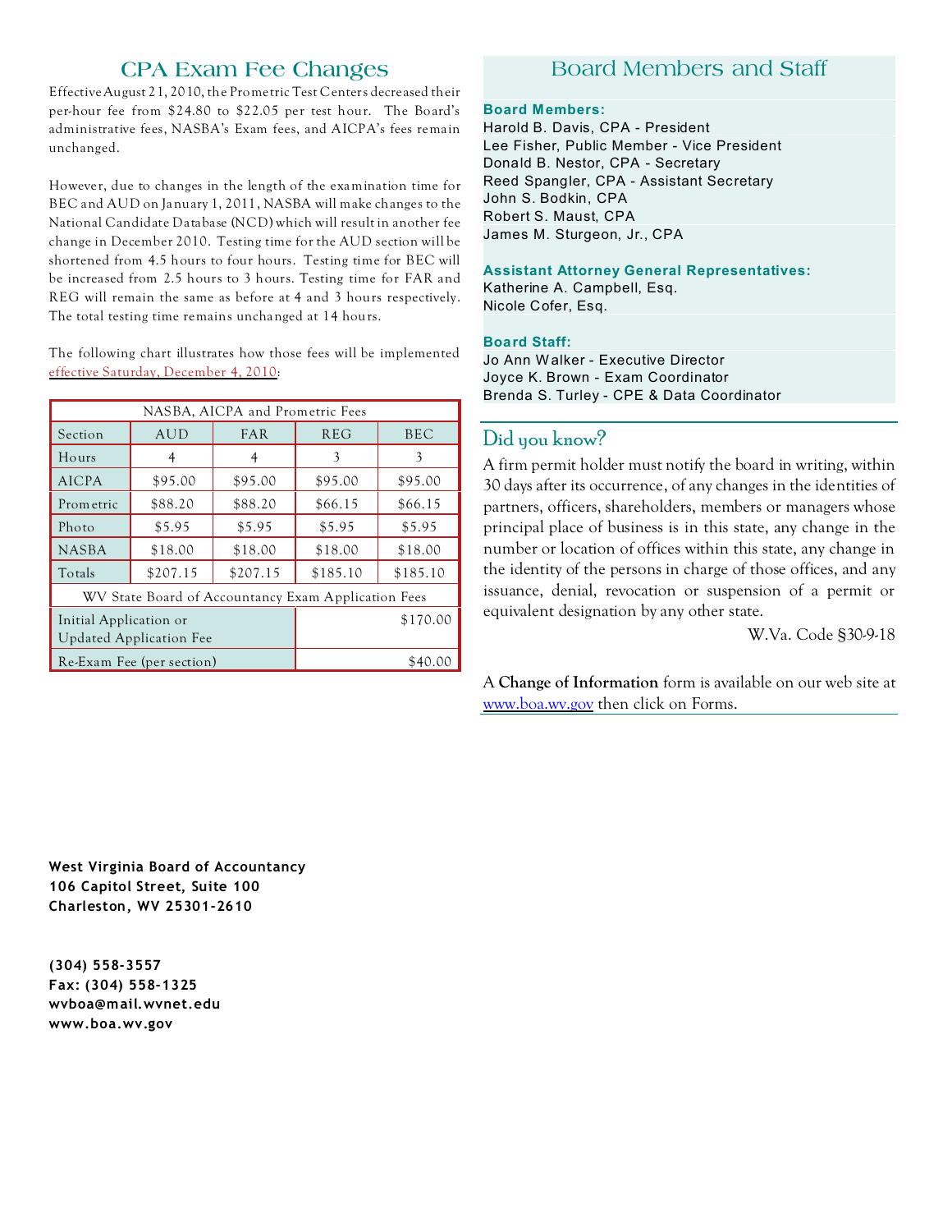## CPA Exam Fee Changes

Effective August 21, 2010, the Prometric Test Centers decreased their per-hour fee from $24.80 to $22.05 per test hour. The Board's administrative fees, NASBA's Exam fees, and AICPA's fees remain unchanged.

However, due to changes in the length of the examination time for BEC and AUD on January 1, 2011, NASBA will make changes to the National Candidate Database (NCD) which will result in another fee change in December 2010. Testing time for the AUD section will be shortened from 4.5 hours to four hours. Testing time for BEC will be increased from 2.5 hours to 3 hours. Testing time for FAR and REG will remain the same as before at 4 and 3 hours respectively. The total testing time remains unchanged at 14 hours.

The following chart illustrates how those fees will be implemented effective Saturday, December 4, 2010:

| NASBA, AICPA and Prometric Fees | | | | |
|---|---|---|---|---|
| Section | AUD | FAR | REG | BEC |
| Hours | 4 | 4 | 3 | 3 |
| AICPA | $95.00 | $95.00 | $95.00 | $95.00 |
| Prometric | $88.20 | $88.20 | $66.15 | $66.15 |
| Photo | $5.95 | $5.95 | $5.95 | $5.95 |
| NASBA | $18.00 | $18.00 | $18.00 | $18.00 |
| Totals | $207.15 | $207.15 | $185.10 | $185.10 |
| WV State Board of Accountancy Exam Application Fees | | | | |
| Initial Application or Updated Application Fee | | | | $170.00 |
| Re-Exam Fee (per section) | | | | $40.00 |

## Board Members and Staff

**Board Members:**
Harold B. Davis, CPA - President
Lee Fisher, Public Member - Vice President
Donald B. Nestor, CPA - Secretary
Reed Spangler, CPA - Assistant Secretary
John S. Bodkin, CPA
Robert S. Maust, CPA
James M. Sturgeon, Jr., CPA

**Assistant Attorney General Representatives:**
Katherine A. Campbell, Esq.
Nicole Cofer, Esq.

**Board Staff:**
Jo Ann Walker - Executive Director
Joyce K. Brown - Exam Coordinator
Brenda S. Turley - CPE & Data Coordinator

## Did you know?

A firm permit holder must notify the board in writing, within 30 days after its occurrence, of any changes in the identities of partners, officers, shareholders, members or managers whose principal place of business is in this state, any change in the number or location of offices within this state, any change in the identity of the persons in charge of those offices, and any issuance, denial, revocation or suspension of a permit or equivalent designation by any other state.

W.Va. Code §30-9-18

A **Change of Information** form is available on our web site at www.boa.wv.gov then click on Forms.

**West Virginia Board of Accountancy**
**106 Capitol Street, Suite 100**
**Charleston, WV 25301-2610**

**(304) 558-3557**
**Fax: (304) 558-1325**
**wvboa@mail.wvnet.edu**
**www.boa.wv.gov**